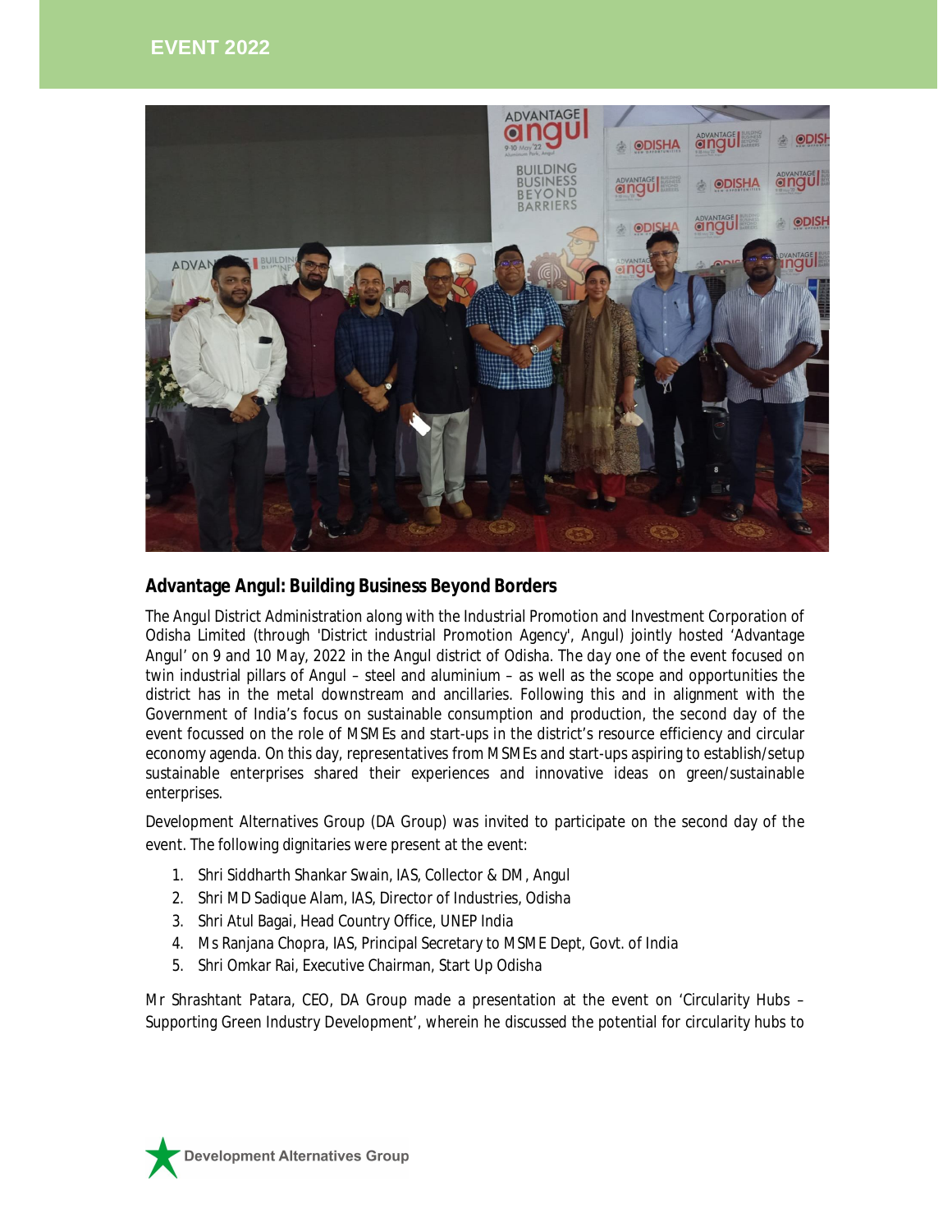## EVENT 2022

### Advantage Angul: Building Business Beyond Borders

The Angul District Administration along with the Industrial Promotion and Investment Corporation of Odisha Limited (through 'District industrial Promotion Agency', Angul) jointly hosted 'Advantage Angul' on 9 and 10 May, 2022 in the Angul district of Odisha. The day one of the event focused on twin industrial pillars of Angul – steel and aluminium – as well as the scope and opportunities the district has in the metal downstream and ancillaries. Following this and in alignment with the Government of India's focus on sustainable consumption and production, the second day of the event focussed on the role of MSMEs and start-ups in the district's resource efficiency and circular economy agenda. On this day, representatives from MSMEs and start-ups aspiring to establish/setup sustainable enterprises shared their experiences and innovative ideas on green/sustainable enterprises.

Development Alternatives Group (DA Group) was invited to participate on the second day of the event. The following dignitaries were present at the event:

1. Shri Siddharth Shankar Swain, IAS, Collector & DM, Angul
2. Shri MD Sadique Alam, IAS, Director of Industries, Odisha
3. Shri Atul Bagai, Head Country Office, UNEP India
4. Ms Ranjana Chopra, IAS, Principal Secretary to MSME Dept, Govt. of India
5. Shri Omkar Rai, Executive Chairman, Start Up Odisha

Mr Shrashtant Patara, CEO, DA Group made a presentation at the event on 'Circularity Hubs – Supporting Green Industry Development', wherein he discussed the potential for circularity hubs to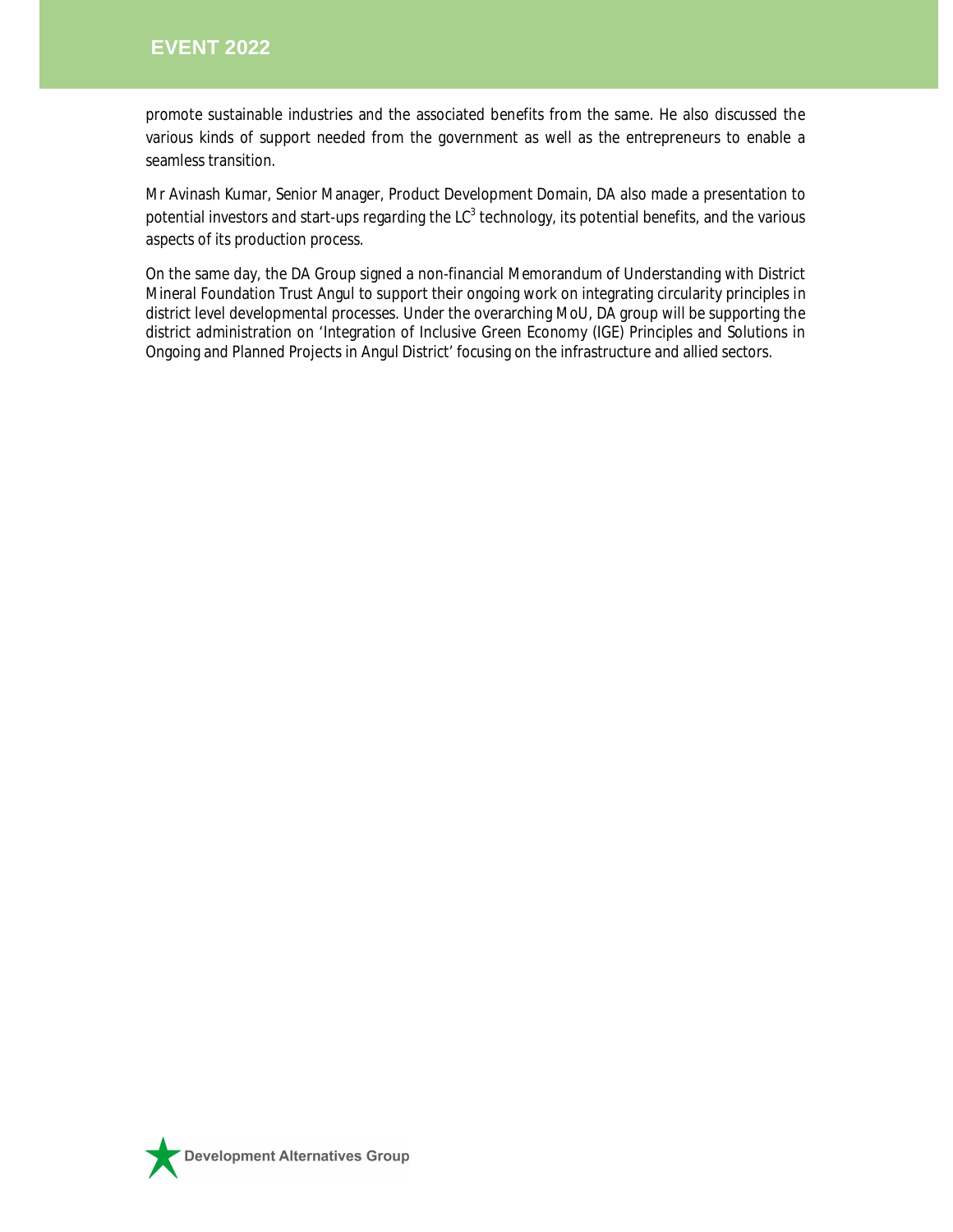promote sustainable industries and the associated benefits from the same. He also discussed the various kinds of support needed from the government as well as the entrepreneurs to enable a seamless transition.

Mr Avinash Kumar, Senior Manager, Product Development Domain, DA also made a presentation to potential investors and start-ups regarding the $LC^3$ technology, its potential benefits, and the various aspects of its production process.

On the same day, the DA Group signed a non-financial Memorandum of Understanding with District Mineral Foundation Trust Angul to support their ongoing work on integrating circularity principles in district level developmental processes. Under the overarching MoU, DA group will be supporting the district administration on 'Integration of Inclusive Green Economy (IGE) Principles and Solutions in Ongoing and Planned Projects in Angul District' focusing on the infrastructure and allied sectors.